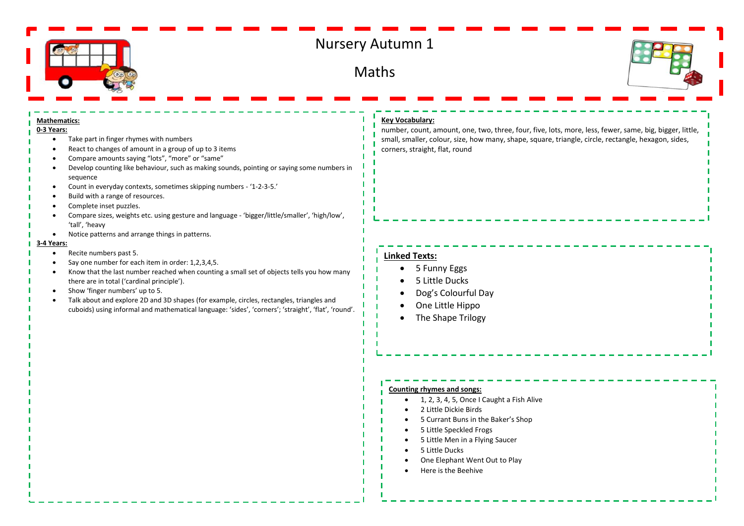# Nursery Autumn 1

## Maths

**Mathematics:**

**0-3 Years:**

- Take part in finger rhymes with numbers
- React to changes of amount in a group of up to 3 items
- Compare amounts saying "lots", "more" or "same"
- Develop counting like behaviour, such as making sounds, pointing or saying some numbers in sequence
- Count in everyday contexts, sometimes skipping numbers - '1-2-3-5.'
- Build with a range of resources.
- Complete inset puzzles.
- Compare sizes, weights etc. using gesture and language - 'bigger/little/smaller', 'high/low', 'tall', 'heavy
- Notice patterns and arrange things in patterns.

**3-4 Years:**

- Recite numbers past 5.
- Say one number for each item in order: 1,2,3,4,5.
- Know that the last number reached when counting a small set of objects tells you how many there are in total ('cardinal principle').
- Show 'finger numbers' up to 5.
- Talk about and explore 2D and 3D shapes (for example, circles, rectangles, triangles and cuboids) using informal and mathematical language: 'sides', 'corners'; 'straight', 'flat', 'round'.

**Key Vocabulary:**

number, count, amount, one, two, three, four, five, lots, more, less, fewer, same, big, bigger, little, small, smaller, colour, size, how many, shape, square, triangle, circle, rectangle, hexagon, sides, corners, straight, flat, round

**Linked Texts:**

- 5 Funny Eggs
- 5 Little Ducks
- Dog's Colourful Day
- One Little Hippo
- The Shape Trilogy

**Counting rhymes and songs:**

- 1, 2, 3, 4, 5, Once I Caught a Fish Alive
- 2 Little Dickie Birds
- 5 Currant Buns in the Baker's Shop
- 5 Little Speckled Frogs
- 5 Little Men in a Flying Saucer
- 5 Little Ducks
- One Elephant Went Out to Play
- Here is the Beehive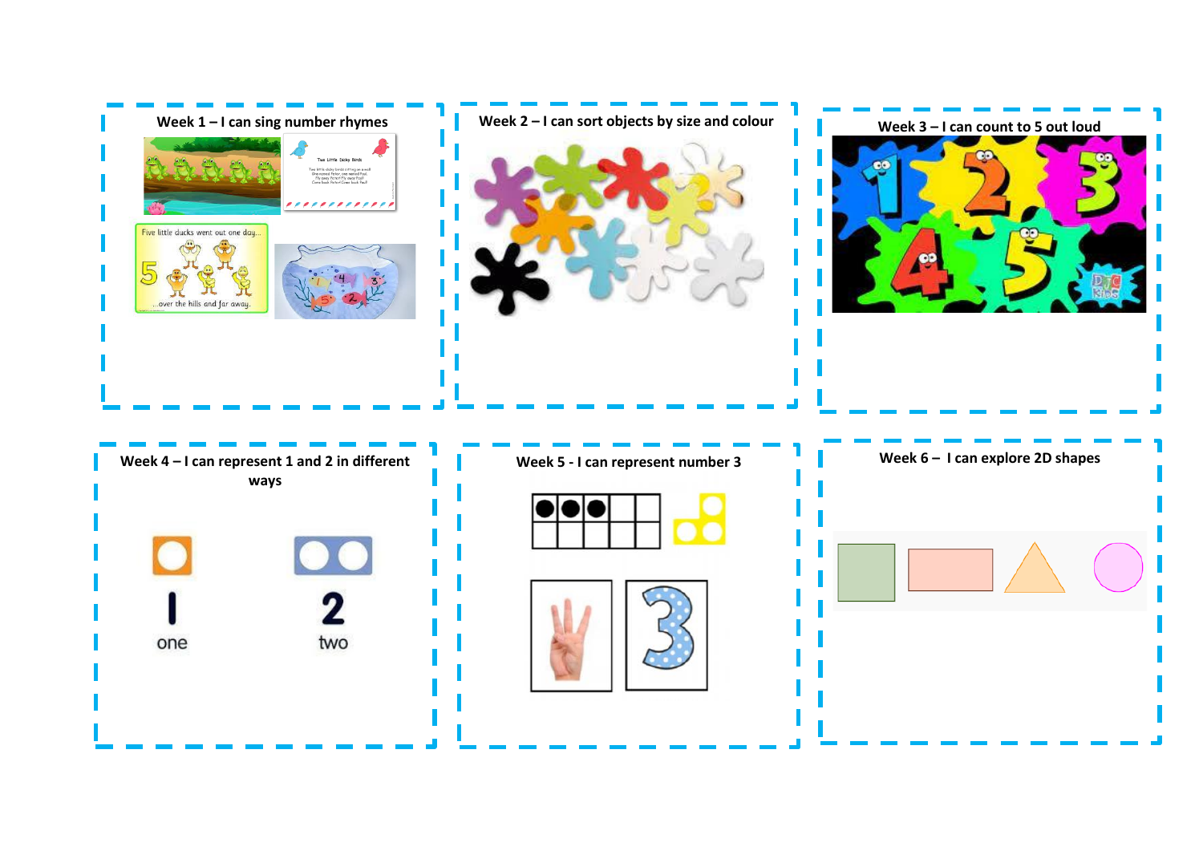**Week 1 – I can sing number rhymes**

**Week 2 – I can sort objects by size and colour**

**Week 3 – I can count to 5 out loud**

**Week 4 – I can represent 1 and 2 in different ways**

**Week 5 - I can represent number 3**

**Week 6 – I can explore 2D shapes**